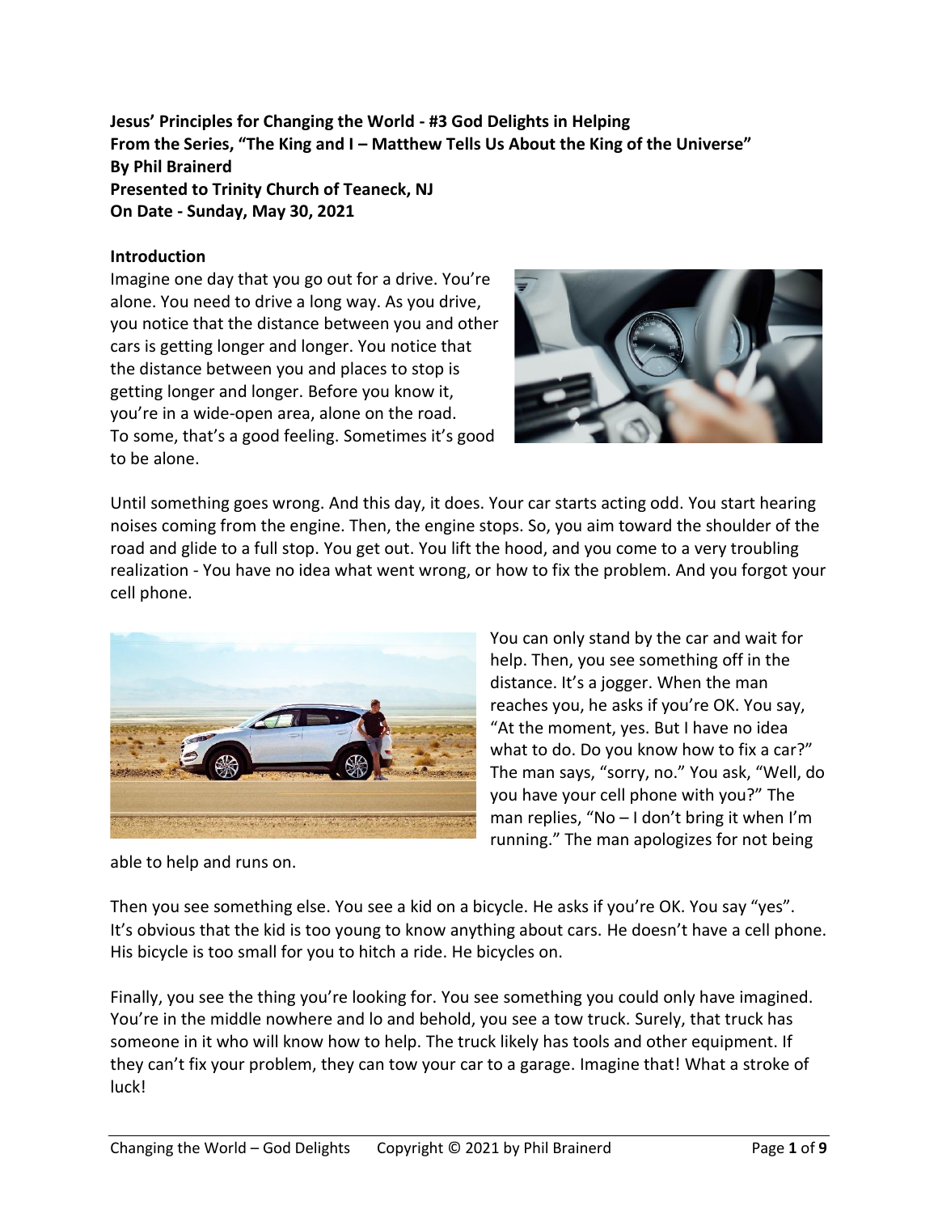**Jesus' Principles for Changing the World - #3 God Delights in Helping**
**From the Series, "The King and I – Matthew Tells Us About the King of the Universe"**
**By Phil Brainerd**
**Presented to Trinity Church of Teaneck, NJ**
**On Date - Sunday, May 30, 2021**

**Introduction**

Imagine one day that you go out for a drive. You're alone. You need to drive a long way. As you drive, you notice that the distance between you and other cars is getting longer and longer. You notice that the distance between you and places to stop is getting longer and longer. Before you know it, you're in a wide-open area, alone on the road. To some, that's a good feeling. Sometimes it's good to be alone.

Until something goes wrong. And this day, it does. Your car starts acting odd. You start hearing noises coming from the engine. Then, the engine stops. So, you aim toward the shoulder of the road and glide to a full stop. You get out. You lift the hood, and you come to a very troubling realization - You have no idea what went wrong, or how to fix the problem. And you forgot your cell phone.

You can only stand by the car and wait for help. Then, you see something off in the distance. It's a jogger. When the man reaches you, he asks if you're OK. You say, "At the moment, yes. But I have no idea what to do. Do you know how to fix a car?" The man says, "sorry, no." You ask, "Well, do you have your cell phone with you?" The man replies, "No – I don't bring it when I'm running." The man apologizes for not being able to help and runs on.

Then you see something else. You see a kid on a bicycle. He asks if you're OK. You say "yes". It's obvious that the kid is too young to know anything about cars. He doesn't have a cell phone. His bicycle is too small for you to hitch a ride. He bicycles on.

Finally, you see the thing you're looking for. You see something you could only have imagined. You're in the middle nowhere and lo and behold, you see a tow truck. Surely, that truck has someone in it who will know how to help. The truck likely has tools and other equipment. If they can't fix your problem, they can tow your car to a garage. Imagine that! What a stroke of luck!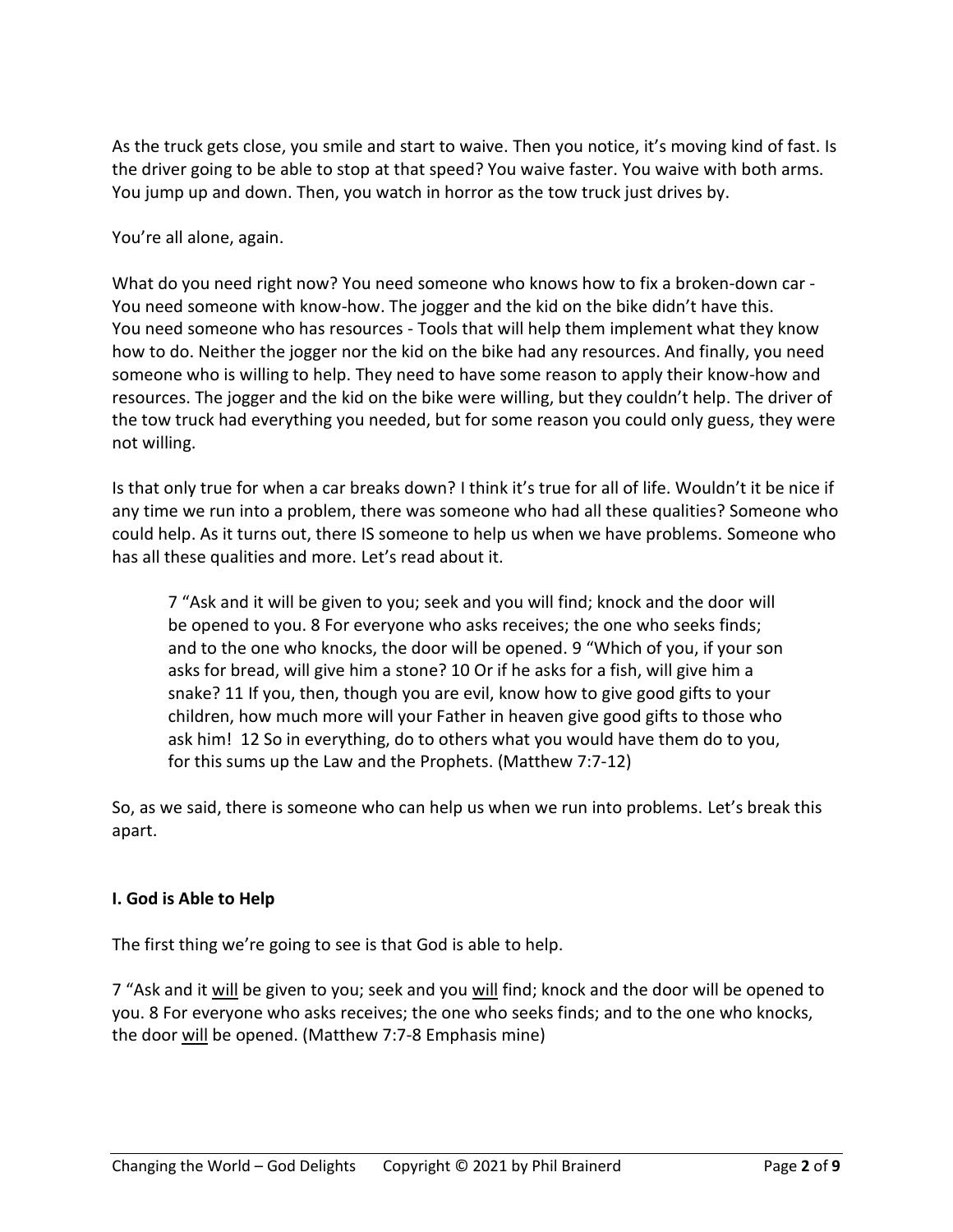As the truck gets close, you smile and start to waive. Then you notice, it's moving kind of fast. Is the driver going to be able to stop at that speed? You waive faster. You waive with both arms. You jump up and down. Then, you watch in horror as the tow truck just drives by.

You're all alone, again.

What do you need right now? You need someone who knows how to fix a broken-down car - You need someone with know-how. The jogger and the kid on the bike didn't have this. You need someone who has resources - Tools that will help them implement what they know how to do. Neither the jogger nor the kid on the bike had any resources. And finally, you need someone who is willing to help. They need to have some reason to apply their know-how and resources. The jogger and the kid on the bike were willing, but they couldn't help. The driver of the tow truck had everything you needed, but for some reason you could only guess, they were not willing.

Is that only true for when a car breaks down? I think it's true for all of life. Wouldn't it be nice if any time we run into a problem, there was someone who had all these qualities? Someone who could help. As it turns out, there IS someone to help us when we have problems. Someone who has all these qualities and more. Let's read about it.

> 7 "Ask and it will be given to you; seek and you will find; knock and the door will be opened to you. 8 For everyone who asks receives; the one who seeks finds; and to the one who knocks, the door will be opened. 9 "Which of you, if your son asks for bread, will give him a stone? 10 Or if he asks for a fish, will give him a snake? 11 If you, then, though you are evil, know how to give good gifts to your children, how much more will your Father in heaven give good gifts to those who ask him! 12 So in everything, do to others what you would have them do to you, for this sums up the Law and the Prophets. (Matthew 7:7-12)

So, as we said, there is someone who can help us when we run into problems. Let's break this apart.

**I. God is Able to Help**

The first thing we're going to see is that God is able to help.

7 "Ask and it <u>will</u> be given to you; seek and you <u>will</u> find; knock and the door will be opened to you. 8 For everyone who asks receives; the one who seeks finds; and to the one who knocks, the door <u>will</u> be opened. (Matthew 7:7-8 Emphasis mine)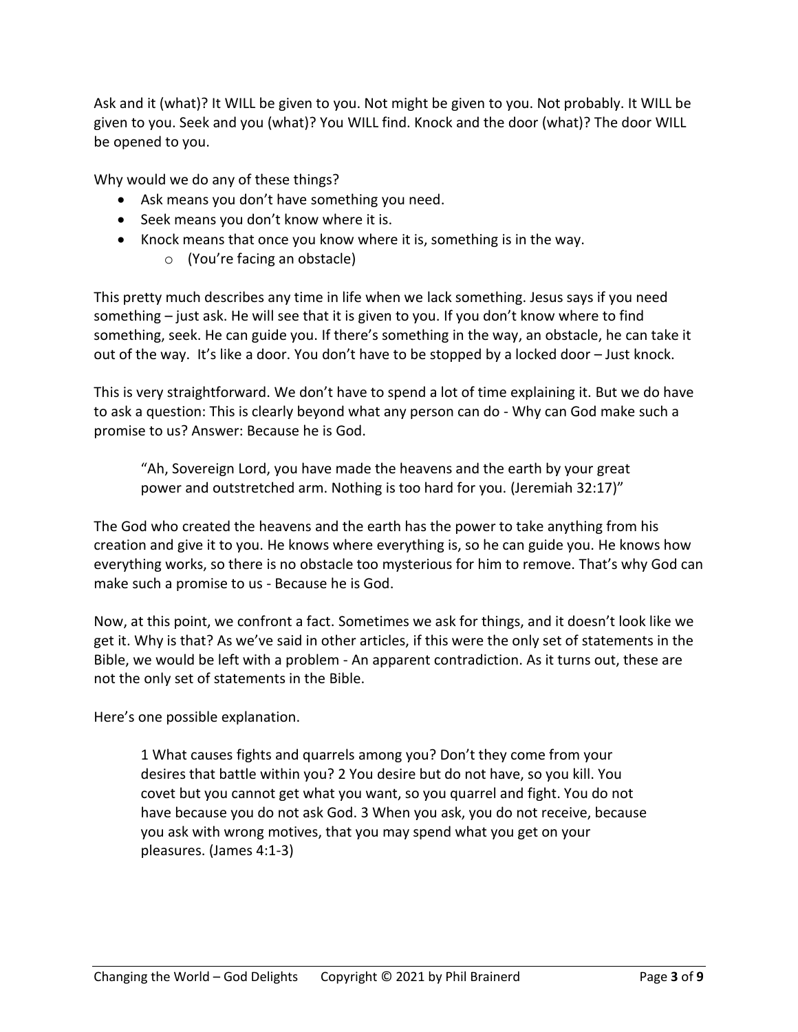Ask and it (what)? It WILL be given to you. Not might be given to you. Not probably. It WILL be given to you. Seek and you (what)? You WILL find. Knock and the door (what)? The door WILL be opened to you.

Why would we do any of these things?

- Ask means you don't have something you need.
- Seek means you don't know where it is.
- Knock means that once you know where it is, something is in the way.
    - (You're facing an obstacle)

This pretty much describes any time in life when we lack something. Jesus says if you need something – just ask. He will see that it is given to you. If you don't know where to find something, seek. He can guide you. If there's something in the way, an obstacle, he can take it out of the way. It's like a door. You don't have to be stopped by a locked door – Just knock.

This is very straightforward. We don't have to spend a lot of time explaining it. But we do have to ask a question: This is clearly beyond what any person can do - Why can God make such a promise to us? Answer: Because he is God.

> "Ah, Sovereign Lord, you have made the heavens and the earth by your great power and outstretched arm. Nothing is too hard for you. (Jeremiah 32:17)"

The God who created the heavens and the earth has the power to take anything from his creation and give it to you. He knows where everything is, so he can guide you. He knows how everything works, so there is no obstacle too mysterious for him to remove. That's why God can make such a promise to us - Because he is God.

Now, at this point, we confront a fact. Sometimes we ask for things, and it doesn't look like we get it. Why is that? As we've said in other articles, if this were the only set of statements in the Bible, we would be left with a problem - An apparent contradiction. As it turns out, these are not the only set of statements in the Bible.

Here's one possible explanation.

> 1 What causes fights and quarrels among you? Don't they come from your desires that battle within you? 2 You desire but do not have, so you kill. You covet but you cannot get what you want, so you quarrel and fight. You do not have because you do not ask God. 3 When you ask, you do not receive, because you ask with wrong motives, that you may spend what you get on your pleasures. (James 4:1-3)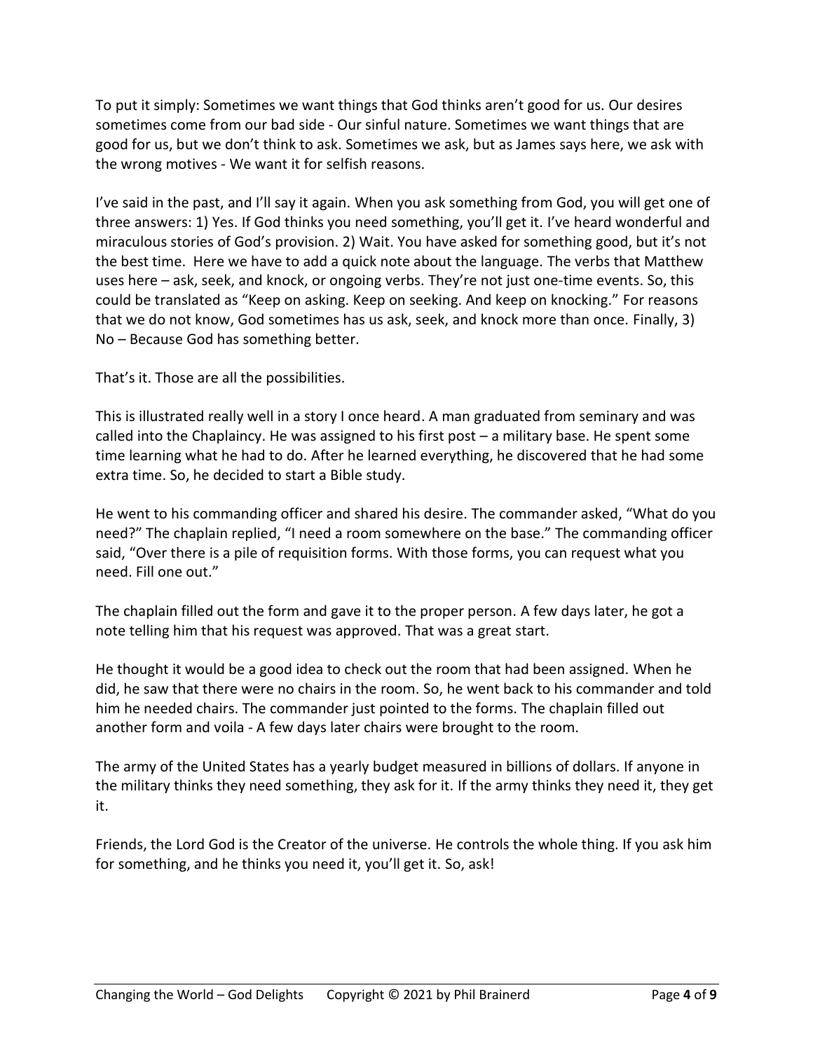To put it simply: Sometimes we want things that God thinks aren't good for us. Our desires sometimes come from our bad side - Our sinful nature. Sometimes we want things that are good for us, but we don't think to ask. Sometimes we ask, but as James says here, we ask with the wrong motives - We want it for selfish reasons.

I've said in the past, and I'll say it again. When you ask something from God, you will get one of three answers: 1) Yes. If God thinks you need something, you'll get it. I've heard wonderful and miraculous stories of God's provision. 2) Wait. You have asked for something good, but it's not the best time. Here we have to add a quick note about the language. The verbs that Matthew uses here – ask, seek, and knock, or ongoing verbs. They're not just one-time events. So, this could be translated as "Keep on asking. Keep on seeking. And keep on knocking." For reasons that we do not know, God sometimes has us ask, seek, and knock more than once. Finally, 3) No – Because God has something better.

That's it. Those are all the possibilities.

This is illustrated really well in a story I once heard. A man graduated from seminary and was called into the Chaplaincy. He was assigned to his first post – a military base. He spent some time learning what he had to do. After he learned everything, he discovered that he had some extra time. So, he decided to start a Bible study.

He went to his commanding officer and shared his desire. The commander asked, "What do you need?" The chaplain replied, "I need a room somewhere on the base." The commanding officer said, "Over there is a pile of requisition forms. With those forms, you can request what you need. Fill one out."

The chaplain filled out the form and gave it to the proper person. A few days later, he got a note telling him that his request was approved. That was a great start.

He thought it would be a good idea to check out the room that had been assigned. When he did, he saw that there were no chairs in the room. So, he went back to his commander and told him he needed chairs. The commander just pointed to the forms. The chaplain filled out another form and voila - A few days later chairs were brought to the room.

The army of the United States has a yearly budget measured in billions of dollars. If anyone in the military thinks they need something, they ask for it. If the army thinks they need it, they get it.

Friends, the Lord God is the Creator of the universe. He controls the whole thing. If you ask him for something, and he thinks you need it, you'll get it. So, ask!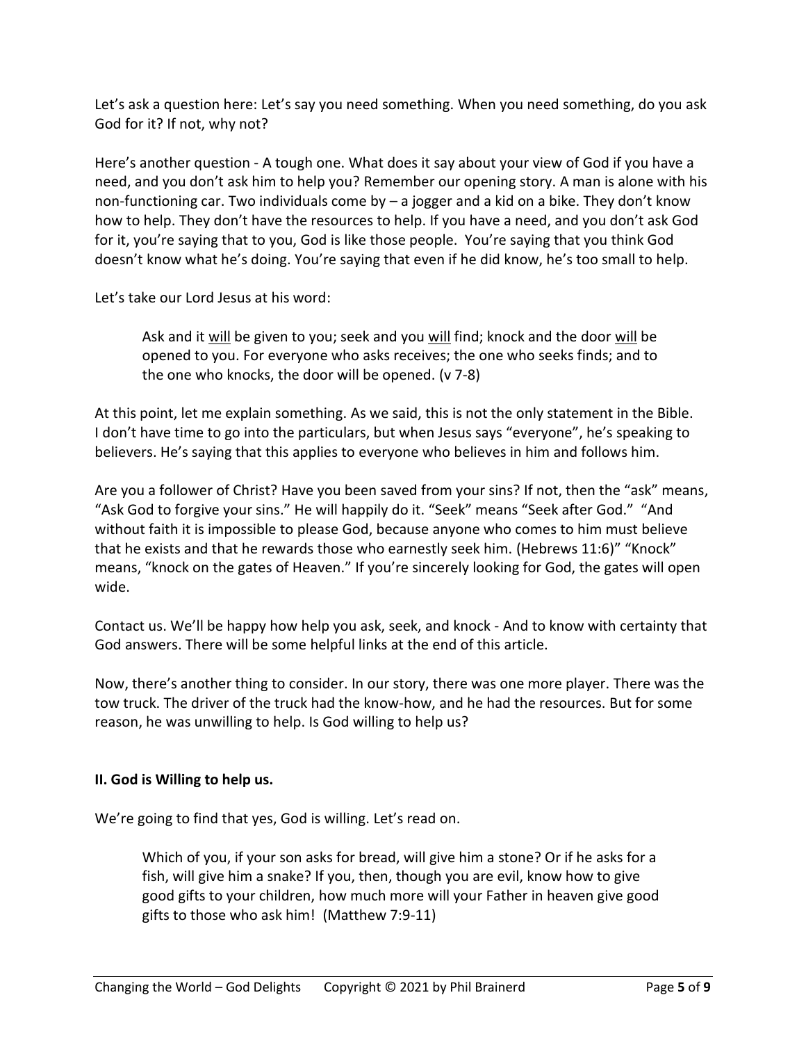Let's ask a question here: Let's say you need something. When you need something, do you ask God for it? If not, why not?

Here's another question - A tough one. What does it say about your view of God if you have a need, and you don't ask him to help you? Remember our opening story. A man is alone with his non-functioning car. Two individuals come by – a jogger and a kid on a bike. They don't know how to help. They don't have the resources to help. If you have a need, and you don't ask God for it, you're saying that to you, God is like those people. You're saying that you think God doesn't know what he's doing. You're saying that even if he did know, he's too small to help.

Let's take our Lord Jesus at his word:

> Ask and it <u>will</u> be given to you; seek and you <u>will</u> find; knock and the door <u>will</u> be opened to you. For everyone who asks receives; the one who seeks finds; and to the one who knocks, the door will be opened. (v 7-8)

At this point, let me explain something. As we said, this is not the only statement in the Bible. I don't have time to go into the particulars, but when Jesus says "everyone", he's speaking to believers. He's saying that this applies to everyone who believes in him and follows him.

Are you a follower of Christ? Have you been saved from your sins? If not, then the "ask" means, "Ask God to forgive your sins." He will happily do it. "Seek" means "Seek after God." "And without faith it is impossible to please God, because anyone who comes to him must believe that he exists and that he rewards those who earnestly seek him. (Hebrews 11:6)" "Knock" means, "knock on the gates of Heaven." If you're sincerely looking for God, the gates will open wide.

Contact us. We'll be happy how help you ask, seek, and knock - And to know with certainty that God answers. There will be some helpful links at the end of this article.

Now, there's another thing to consider. In our story, there was one more player. There was the tow truck. The driver of the truck had the know-how, and he had the resources. But for some reason, he was unwilling to help. Is God willing to help us?

## II. God is Willing to help us.

We're going to find that yes, God is willing. Let's read on.

> Which of you, if your son asks for bread, will give him a stone? Or if he asks for a fish, will give him a snake? If you, then, though you are evil, know how to give good gifts to your children, how much more will your Father in heaven give good gifts to those who ask him! (Matthew 7:9-11)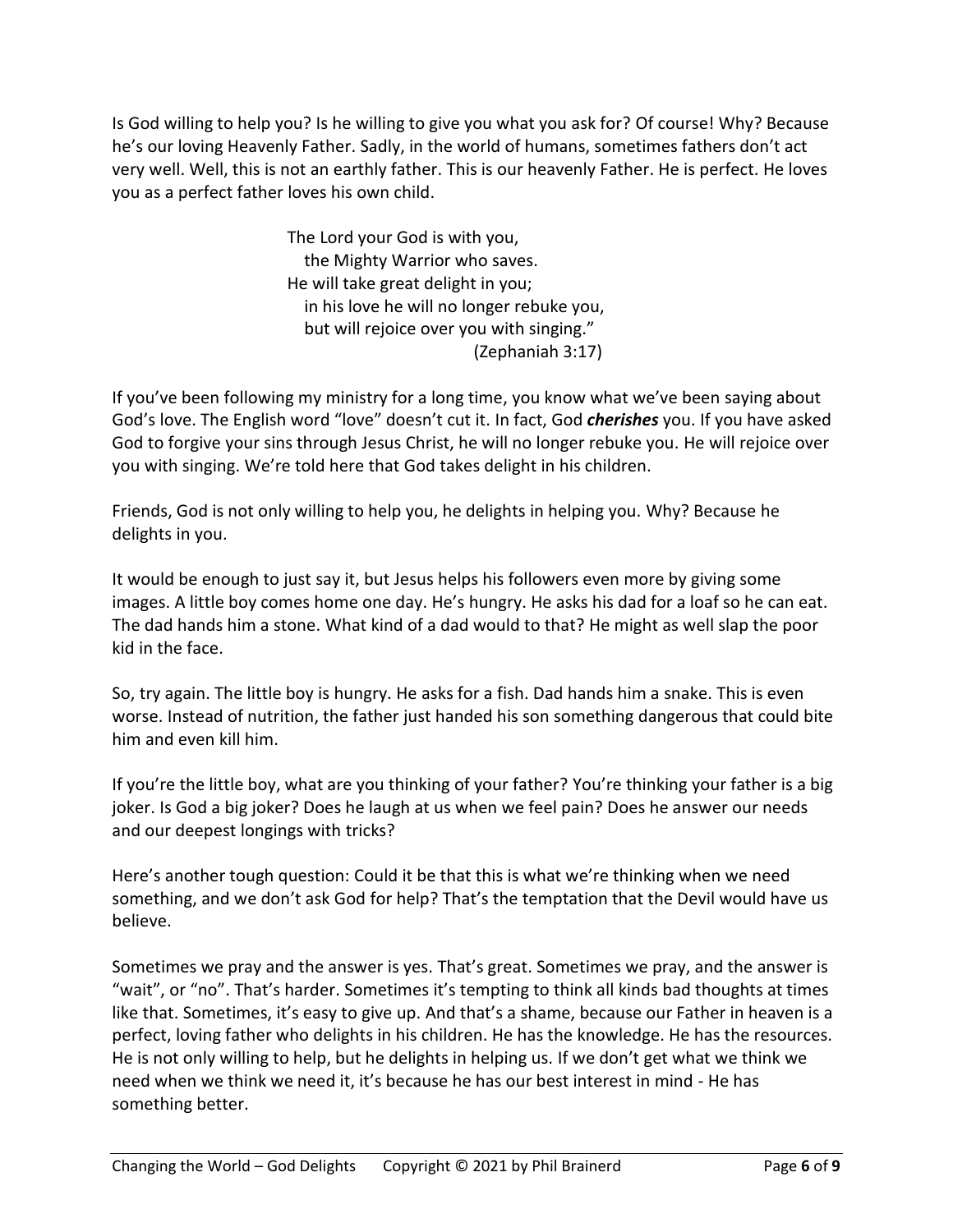Is God willing to help you? Is he willing to give you what you ask for? Of course! Why? Because he's our loving Heavenly Father. Sadly, in the world of humans, sometimes fathers don't act very well. Well, this is not an earthly father. This is our heavenly Father. He is perfect. He loves you as a perfect father loves his own child.

> The Lord your God is with you,
>    the Mighty Warrior who saves.
> He will take great delight in you;
>    in his love he will no longer rebuke you,
>    but will rejoice over you with singing."
>                                         (Zephaniah 3:17)

If you've been following my ministry for a long time, you know what we've been saying about God's love. The English word "love" doesn't cut it. In fact, God ***cherishes*** you. If you have asked God to forgive your sins through Jesus Christ, he will no longer rebuke you. He will rejoice over you with singing. We're told here that God takes delight in his children.

Friends, God is not only willing to help you, he delights in helping you. Why? Because he delights in you.

It would be enough to just say it, but Jesus helps his followers even more by giving some images. A little boy comes home one day. He's hungry. He asks his dad for a loaf so he can eat. The dad hands him a stone. What kind of a dad would to that? He might as well slap the poor kid in the face.

So, try again. The little boy is hungry. He asks for a fish. Dad hands him a snake. This is even worse. Instead of nutrition, the father just handed his son something dangerous that could bite him and even kill him.

If you're the little boy, what are you thinking of your father? You're thinking your father is a big joker. Is God a big joker? Does he laugh at us when we feel pain? Does he answer our needs and our deepest longings with tricks?

Here's another tough question: Could it be that this is what we're thinking when we need something, and we don't ask God for help? That's the temptation that the Devil would have us believe.

Sometimes we pray and the answer is yes. That's great. Sometimes we pray, and the answer is "wait", or "no". That's harder. Sometimes it's tempting to think all kinds bad thoughts at times like that. Sometimes, it's easy to give up. And that's a shame, because our Father in heaven is a perfect, loving father who delights in his children. He has the knowledge. He has the resources. He is not only willing to help, but he delights in helping us. If we don't get what we think we need when we think we need it, it's because he has our best interest in mind - He has something better.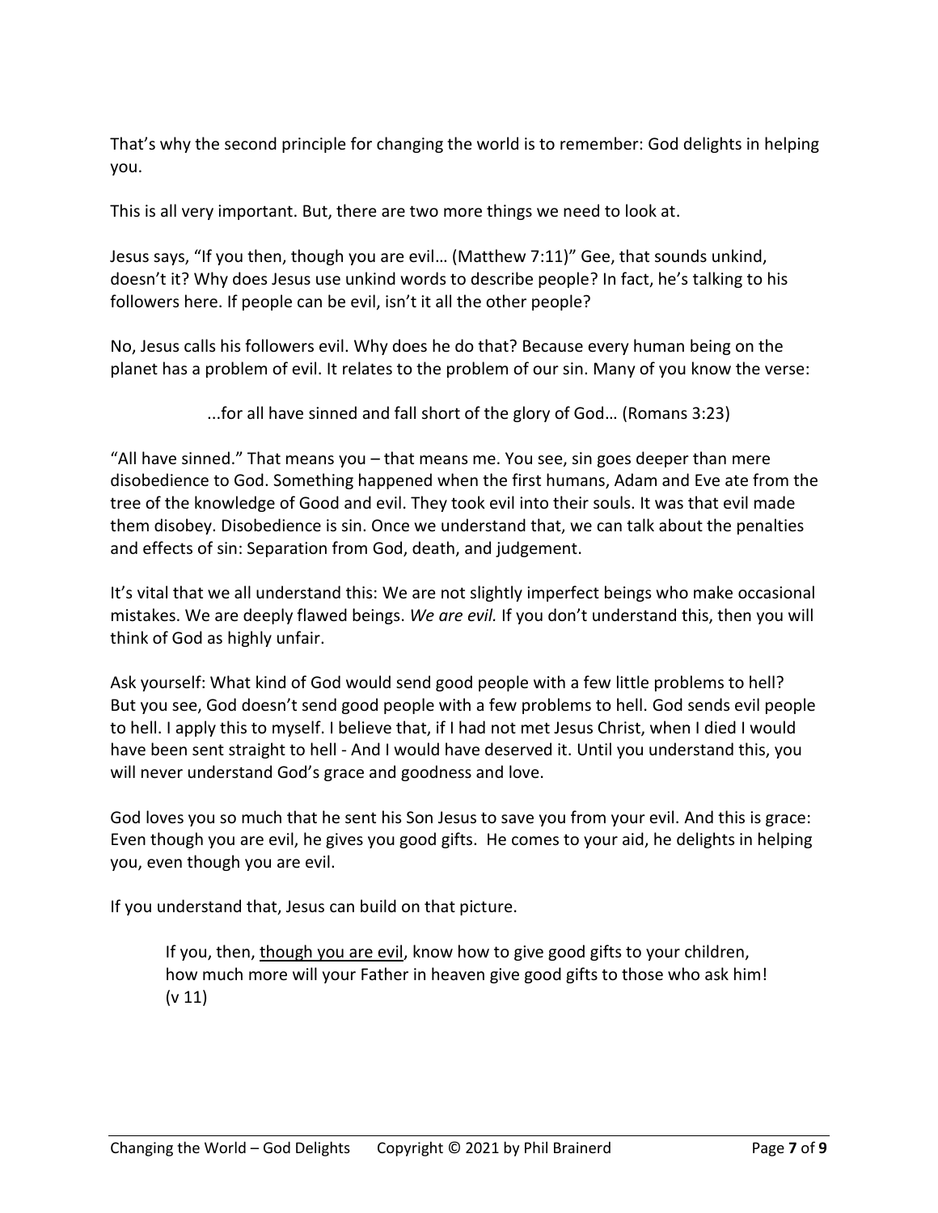That's why the second principle for changing the world is to remember: God delights in helping you.

This is all very important. But, there are two more things we need to look at.

Jesus says, "If you then, though you are evil… (Matthew 7:11)" Gee, that sounds unkind, doesn't it? Why does Jesus use unkind words to describe people? In fact, he's talking to his followers here. If people can be evil, isn't it all the other people?

No, Jesus calls his followers evil. Why does he do that? Because every human being on the planet has a problem of evil. It relates to the problem of our sin. Many of you know the verse:

> ...for all have sinned and fall short of the glory of God… (Romans 3:23)

"All have sinned." That means you – that means me. You see, sin goes deeper than mere disobedience to God. Something happened when the first humans, Adam and Eve ate from the tree of the knowledge of Good and evil. They took evil into their souls. It was that evil made them disobey. Disobedience is sin. Once we understand that, we can talk about the penalties and effects of sin: Separation from God, death, and judgement.

It's vital that we all understand this: We are not slightly imperfect beings who make occasional mistakes. We are deeply flawed beings. *We are evil.* If you don't understand this, then you will think of God as highly unfair.

Ask yourself: What kind of God would send good people with a few little problems to hell? But you see, God doesn't send good people with a few problems to hell. God sends evil people to hell. I apply this to myself. I believe that, if I had not met Jesus Christ, when I died I would have been sent straight to hell - And I would have deserved it. Until you understand this, you will never understand God's grace and goodness and love.

God loves you so much that he sent his Son Jesus to save you from your evil. And this is grace: Even though you are evil, he gives you good gifts. He comes to your aid, he delights in helping you, even though you are evil.

If you understand that, Jesus can build on that picture.

> If you, then, <u>though you are evil</u>, know how to give good gifts to your children, how much more will your Father in heaven give good gifts to those who ask him! (v 11)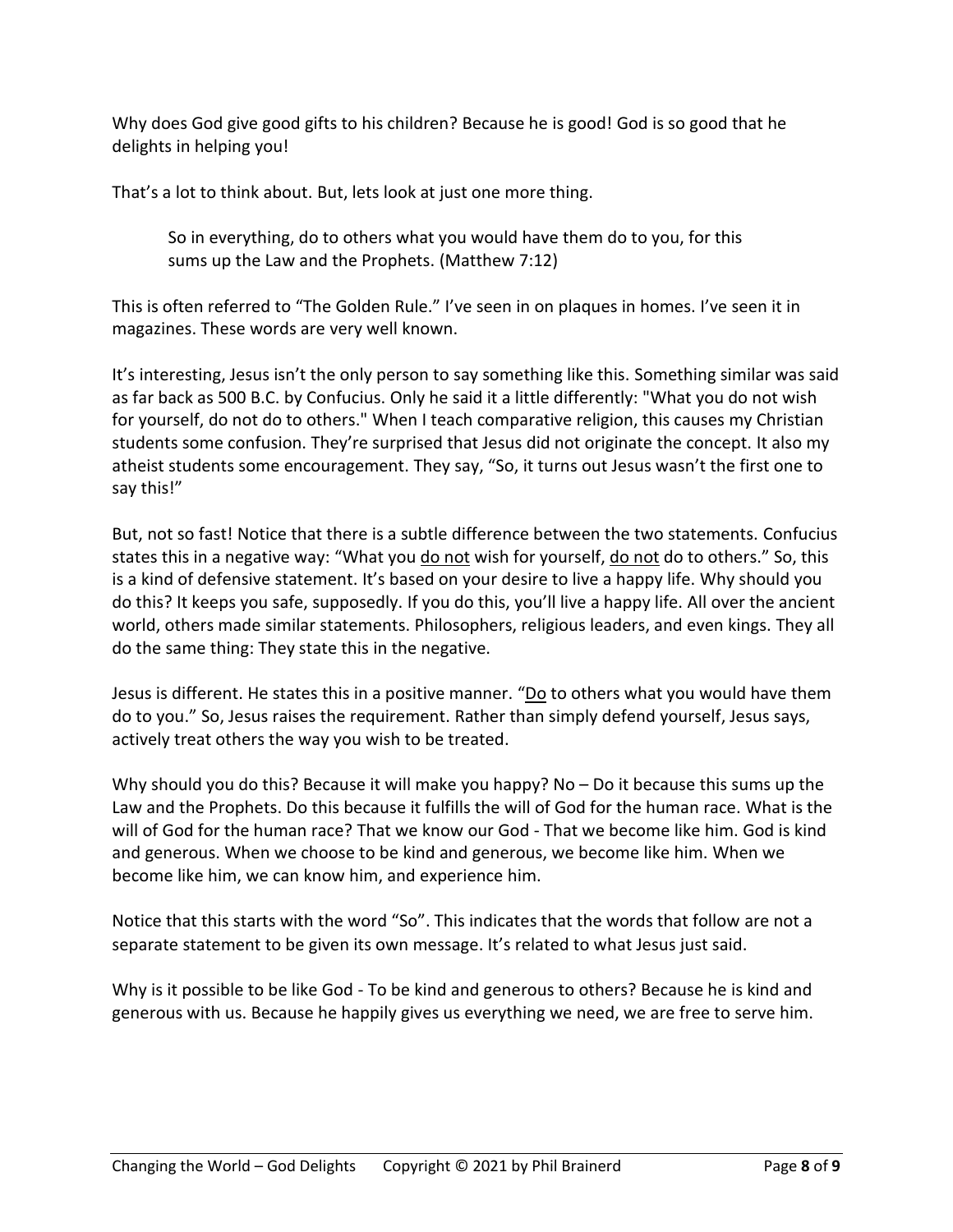Why does God give good gifts to his children? Because he is good! God is so good that he delights in helping you!

That's a lot to think about. But, lets look at just one more thing.

> So in everything, do to others what you would have them do to you, for this sums up the Law and the Prophets. (Matthew 7:12)

This is often referred to "The Golden Rule." I've seen in on plaques in homes. I've seen it in magazines. These words are very well known.

It's interesting, Jesus isn't the only person to say something like this. Something similar was said as far back as 500 B.C. by Confucius. Only he said it a little differently: "What you do not wish for yourself, do not do to others." When I teach comparative religion, this causes my Christian students some confusion. They're surprised that Jesus did not originate the concept. It also my atheist students some encouragement. They say, "So, it turns out Jesus wasn't the first one to say this!"

But, not so fast! Notice that there is a subtle difference between the two statements. Confucius states this in a negative way: "What you <u>do not</u> wish for yourself, <u>do not</u> do to others." So, this is a kind of defensive statement. It's based on your desire to live a happy life. Why should you do this? It keeps you safe, supposedly. If you do this, you'll live a happy life. All over the ancient world, others made similar statements. Philosophers, religious leaders, and even kings. They all do the same thing: They state this in the negative.

Jesus is different. He states this in a positive manner. "<u>Do</u> to others what you would have them do to you." So, Jesus raises the requirement. Rather than simply defend yourself, Jesus says, actively treat others the way you wish to be treated.

Why should you do this? Because it will make you happy? No – Do it because this sums up the Law and the Prophets. Do this because it fulfills the will of God for the human race. What is the will of God for the human race? That we know our God - That we become like him. God is kind and generous. When we choose to be kind and generous, we become like him. When we become like him, we can know him, and experience him.

Notice that this starts with the word "So". This indicates that the words that follow are not a separate statement to be given its own message. It's related to what Jesus just said.

Why is it possible to be like God - To be kind and generous to others? Because he is kind and generous with us. Because he happily gives us everything we need, we are free to serve him.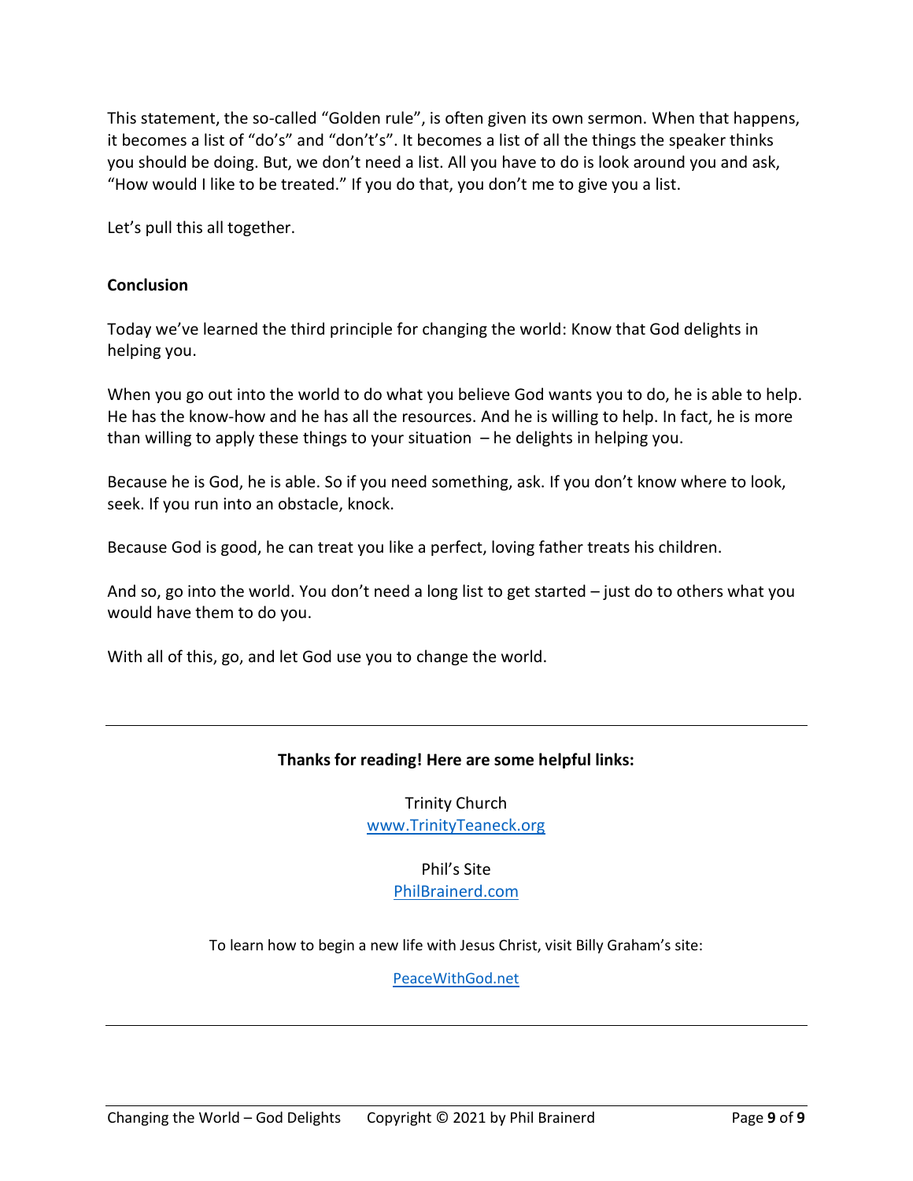This statement, the so-called "Golden rule", is often given its own sermon. When that happens, it becomes a list of "do's" and "don't's". It becomes a list of all the things the speaker thinks you should be doing. But, we don't need a list. All you have to do is look around you and ask, "How would I like to be treated." If you do that, you don't me to give you a list.

Let's pull this all together.

**Conclusion**

Today we've learned the third principle for changing the world: Know that God delights in helping you.

When you go out into the world to do what you believe God wants you to do, he is able to help. He has the know-how and he has all the resources. And he is willing to help. In fact, he is more than willing to apply these things to your situation – he delights in helping you.

Because he is God, he is able. So if you need something, ask. If you don't know where to look, seek. If you run into an obstacle, knock.

Because God is good, he can treat you like a perfect, loving father treats his children.

And so, go into the world. You don't need a long list to get started – just do to others what you would have them to do you.

With all of this, go, and let God use you to change the world.

---

**Thanks for reading! Here are some helpful links:**

Trinity Church
www.TrinityTeaneck.org

Phil's Site
PhilBrainerd.com

To learn how to begin a new life with Jesus Christ, visit Billy Graham's site:

PeaceWithGod.net

---